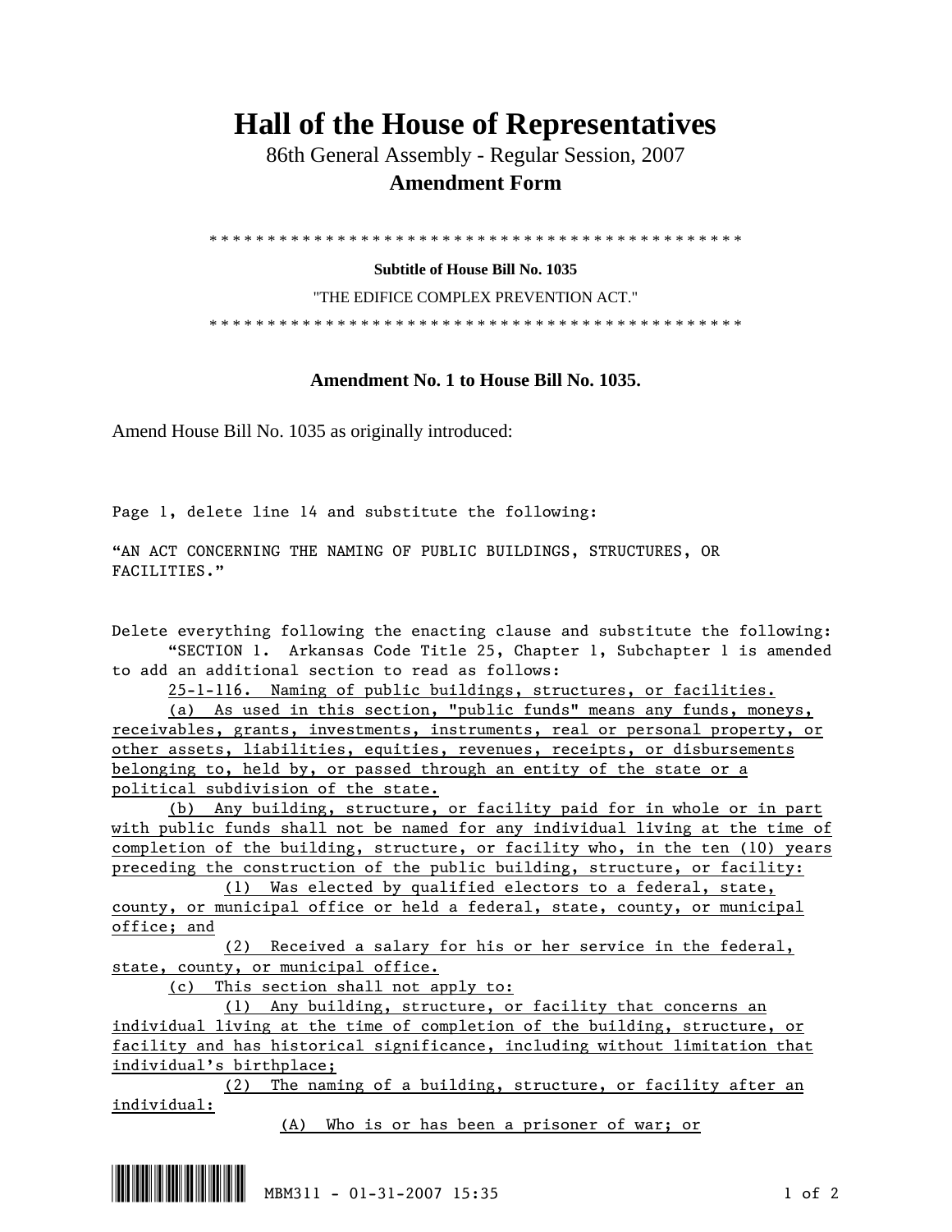# Hall of the House of Representatives

86th General Assembly - Regular Session, 2007

**Amendment Form**

\* \* \* \* \* \* \* \* \* \* \* \* \* \* \* \* \* \* \* \* \* \* \* \* \* \* \* \* \* \* \* \* \* \* \* \* \* \* \* \* \* \* \* \* \* \* \* \* \*

**Subtitle of House Bill No. 1035**

"THE EDIFICE COMPLEX PREVENTION ACT."

\* \* \* \* \* \* \* \* \* \* \* \* \* \* \* \* \* \* \* \* \* \* \* \* \* \* \* \* \* \* \* \* \* \* \* \* \* \* \* \* \* \* \* \* \* \* \* \* \*

**Amendment No. 1 to House Bill No. 1035.**

Amend House Bill No. 1035 as originally introduced:

Page 1, delete line 14 and substitute the following:

"AN ACT CONCERNING THE NAMING OF PUBLIC BUILDINGS, STRUCTURES, OR FACILITIES."

Delete everything following the enacting clause and substitute the following:

"SECTION 1. Arkansas Code Title 25, Chapter 1, Subchapter 1 is amended to add an additional section to read as follows:

<u>25-1-116. Naming of public buildings, structures, or facilities.</u>

<u>(a) As used in this section, "public funds" means any funds, moneys, receivables, grants, investments, instruments, real or personal property, or other assets, liabilities, equities, revenues, receipts, or disbursements belonging to, held by, or passed through an entity of the state or a political subdivision of the state.</u>

<u>(b) Any building, structure, or facility paid for in whole or in part with public funds shall not be named for any individual living at the time of completion of the building, structure, or facility who, in the ten (10) years preceding the construction of the public building, structure, or facility:</u>

<u>(1) Was elected by qualified electors to a federal, state, county, or municipal office or held a federal, state, county, or municipal office; and</u>

<u>(2) Received a salary for his or her service in the federal, state, county, or municipal office.</u>

<u>(c) This section shall not apply to:</u>

<u>(1) Any building, structure, or facility that concerns an individual living at the time of completion of the building, structure, or facility and has historical significance, including without limitation that individual's birthplace;</u>

<u>(2) The naming of a building, structure, or facility after an individual:</u>

<u>(A) Who is or has been a prisoner of war; or</u>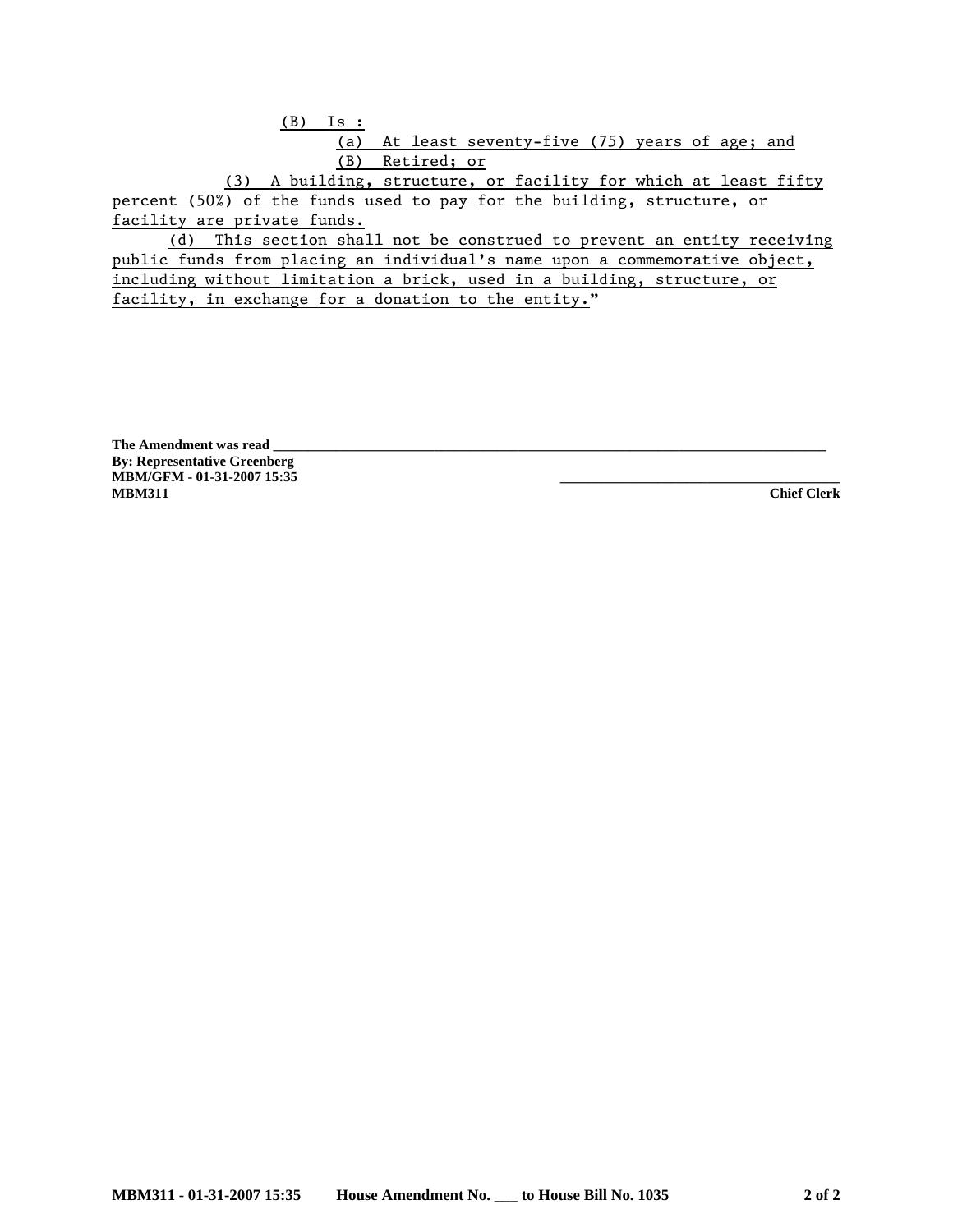(B) Is :

(a) At least seventy-five (75) years of age; and

(B) Retired; or

(3) A building, structure, or facility for which at least fifty percent (50%) of the funds used to pay for the building, structure, or facility are private funds.

(d) This section shall not be construed to prevent an entity receiving public funds from placing an individual's name upon a commemorative object, including without limitation a brick, used in a building, structure, or facility, in exchange for a donation to the entity."

**The Amendment was read** ____________________________________________

**By: Representative Greenberg**

**MBM/GFM - 01-31-2007 15:35**

**MBM311**

____________________________________

**Chief Clerk**